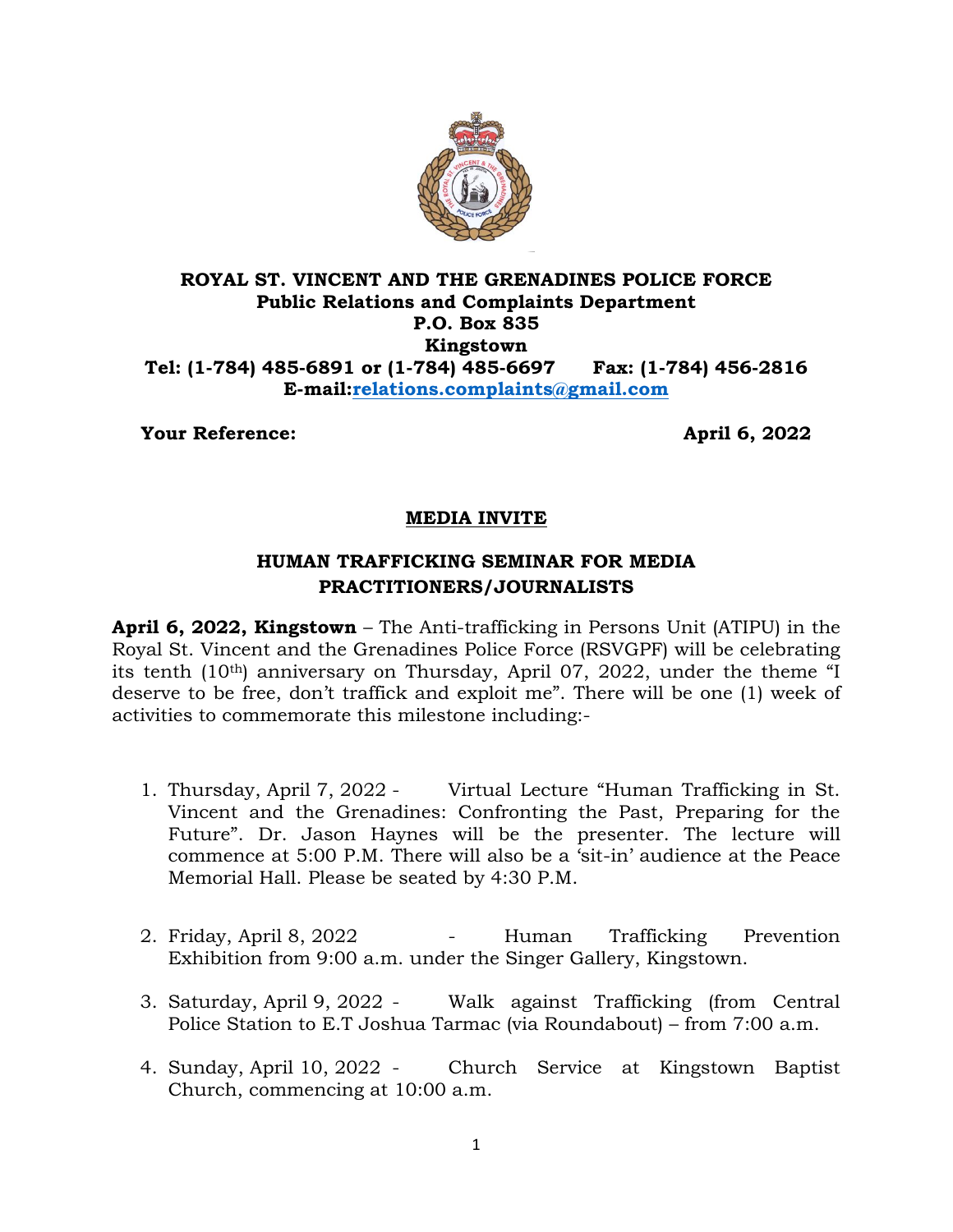**ROYAL ST. VINCENT AND THE GRENADINES POLICE FORCE**
**Public Relations and Complaints Department**
**P.O. Box 835**
**Kingstown**
**Tel: (1-784) 485-6891 or (1-784) 485-6697 Fax: (1-784) 456-2816**
**E-mail:[relations.complaints@gmail.com](mailto:relations.complaints@gmail.com)**

**Your Reference:** **April 6, 2022**

## MEDIA INVITE

## HUMAN TRAFFICKING SEMINAR FOR MEDIA PRACTITIONERS/JOURNALISTS

**April 6, 2022, Kingstown** – The Anti-trafficking in Persons Unit (ATIPU) in the Royal St. Vincent and the Grenadines Police Force (RSVGPF) will be celebrating its tenth (10th) anniversary on Thursday, April 07, 2022, under the theme "I deserve to be free, don't traffick and exploit me". There will be one (1) week of activities to commemorate this milestone including:-

1. Thursday, April 7, 2022 - Virtual Lecture "Human Trafficking in St. Vincent and the Grenadines: Confronting the Past, Preparing for the Future". Dr. Jason Haynes will be the presenter. The lecture will commence at 5:00 P.M. There will also be a 'sit-in' audience at the Peace Memorial Hall. Please be seated by 4:30 P.M.

2. Friday, April 8, 2022 - Human Trafficking Prevention Exhibition from 9:00 a.m. under the Singer Gallery, Kingstown.

3. Saturday, April 9, 2022 - Walk against Trafficking (from Central Police Station to E.T Joshua Tarmac (via Roundabout) – from 7:00 a.m.

4. Sunday, April 10, 2022 - Church Service at Kingstown Baptist Church, commencing at 10:00 a.m.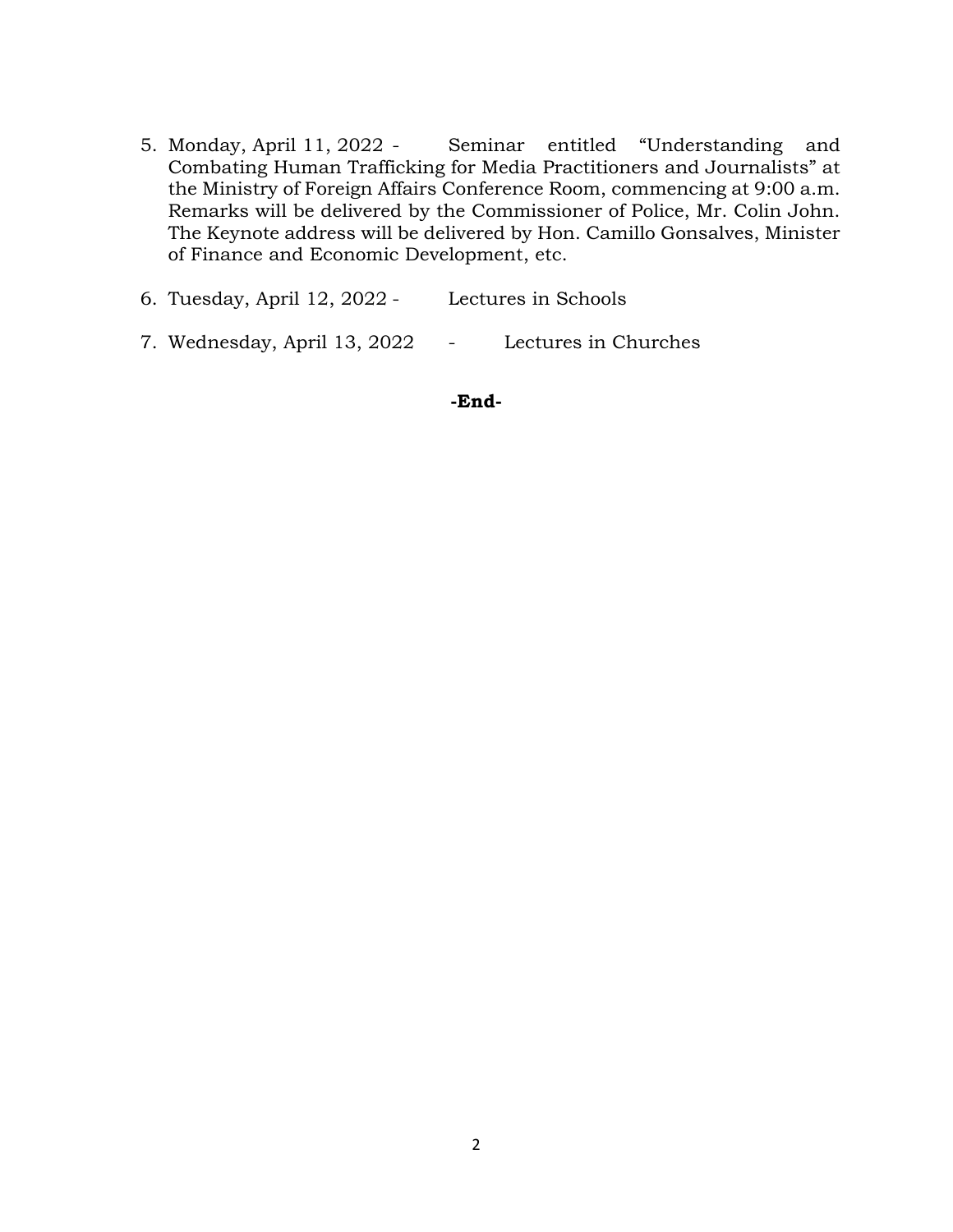5. Monday, April 11, 2022 - Seminar entitled "Understanding and Combating Human Trafficking for Media Practitioners and Journalists" at the Ministry of Foreign Affairs Conference Room, commencing at 9:00 a.m. Remarks will be delivered by the Commissioner of Police, Mr. Colin John. The Keynote address will be delivered by Hon. Camillo Gonsalves, Minister of Finance and Economic Development, etc.
6. Tuesday, April 12, 2022 - Lectures in Schools
7. Wednesday, April 13, 2022 - Lectures in Churches

**-End-**